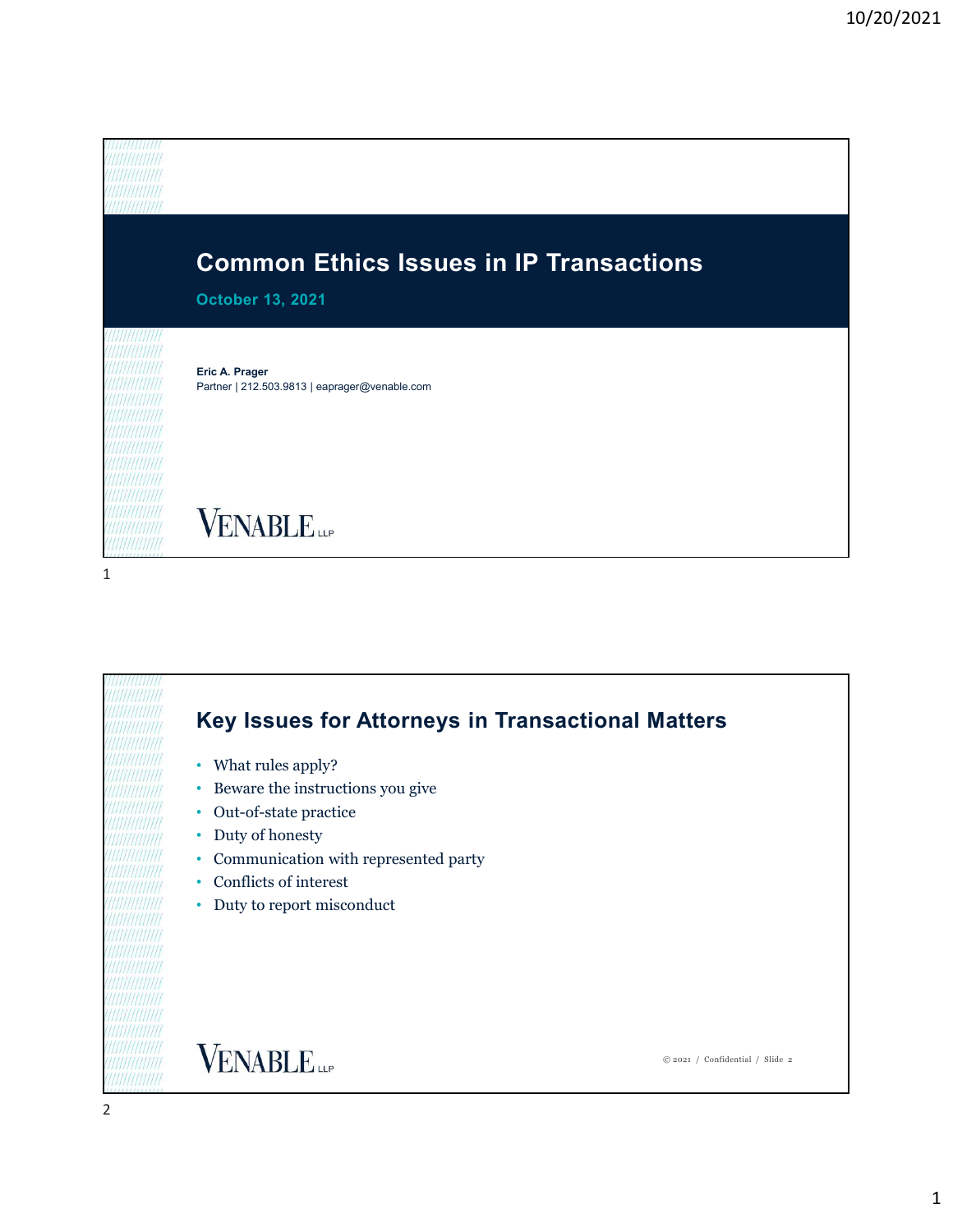# Common Ethics Issues in IP Transactions

**October 13, 2021**

**Eric A. Prager**
Partner | 212.503.9813 | eaprager@venable.com

VENABLE LLP

## Key Issues for Attorneys in Transactional Matters

- What rules apply?
- Beware the instructions you give
- Out-of-state practice
- Duty of honesty
- Communication with represented party
- Conflicts of interest
- Duty to report misconduct

VENABLE LLP

© 2021 / Confidential / Slide 2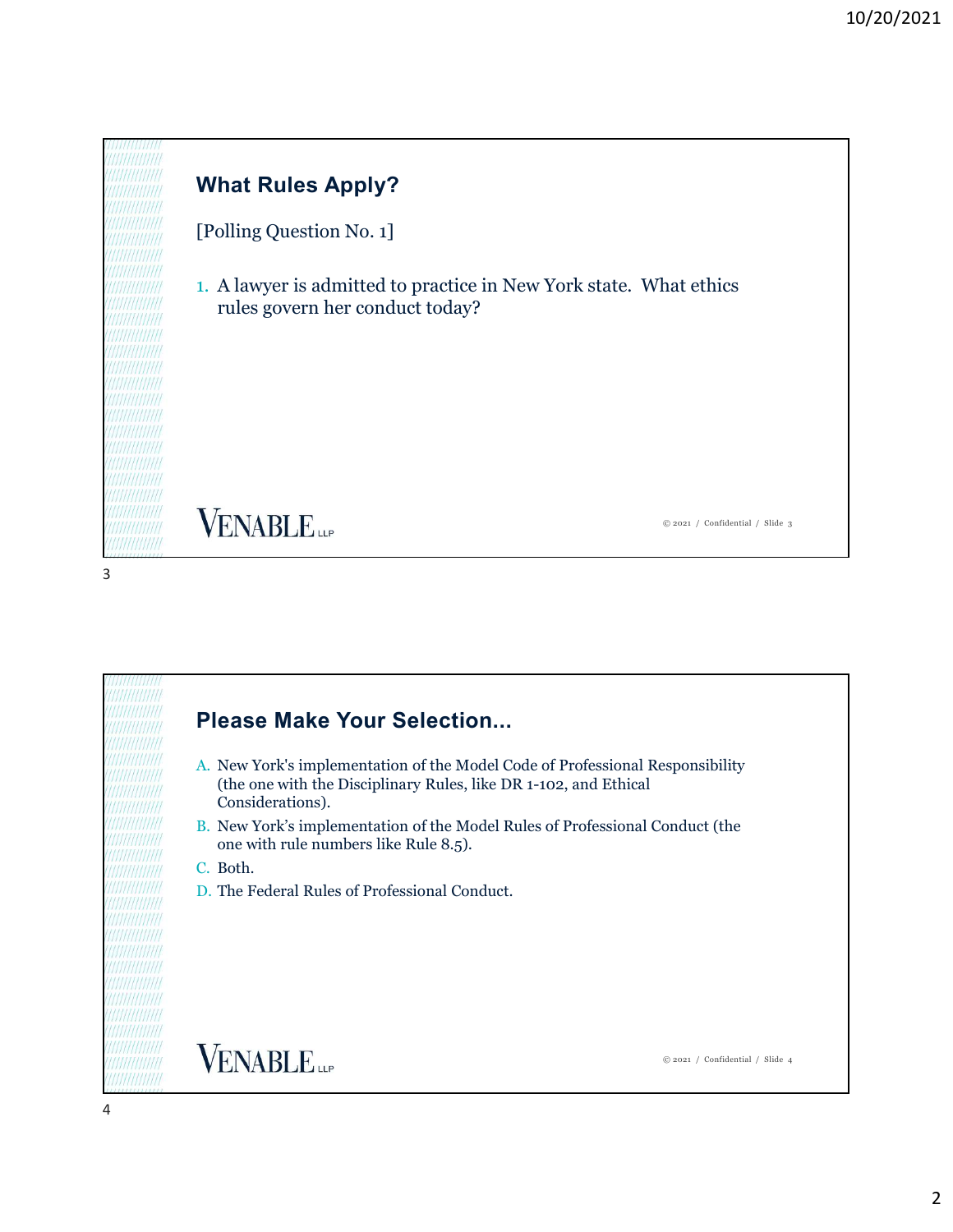## What Rules Apply?

[Polling Question No. 1]

1. A lawyer is admitted to practice in New York state. What ethics rules govern her conduct today?

## Please Make Your Selection...

A. New York's implementation of the Model Code of Professional Responsibility (the one with the Disciplinary Rules, like DR 1-102, and Ethical Considerations).

B. New York's implementation of the Model Rules of Professional Conduct (the one with rule numbers like Rule 8.5).

C. Both.

D. The Federal Rules of Professional Conduct.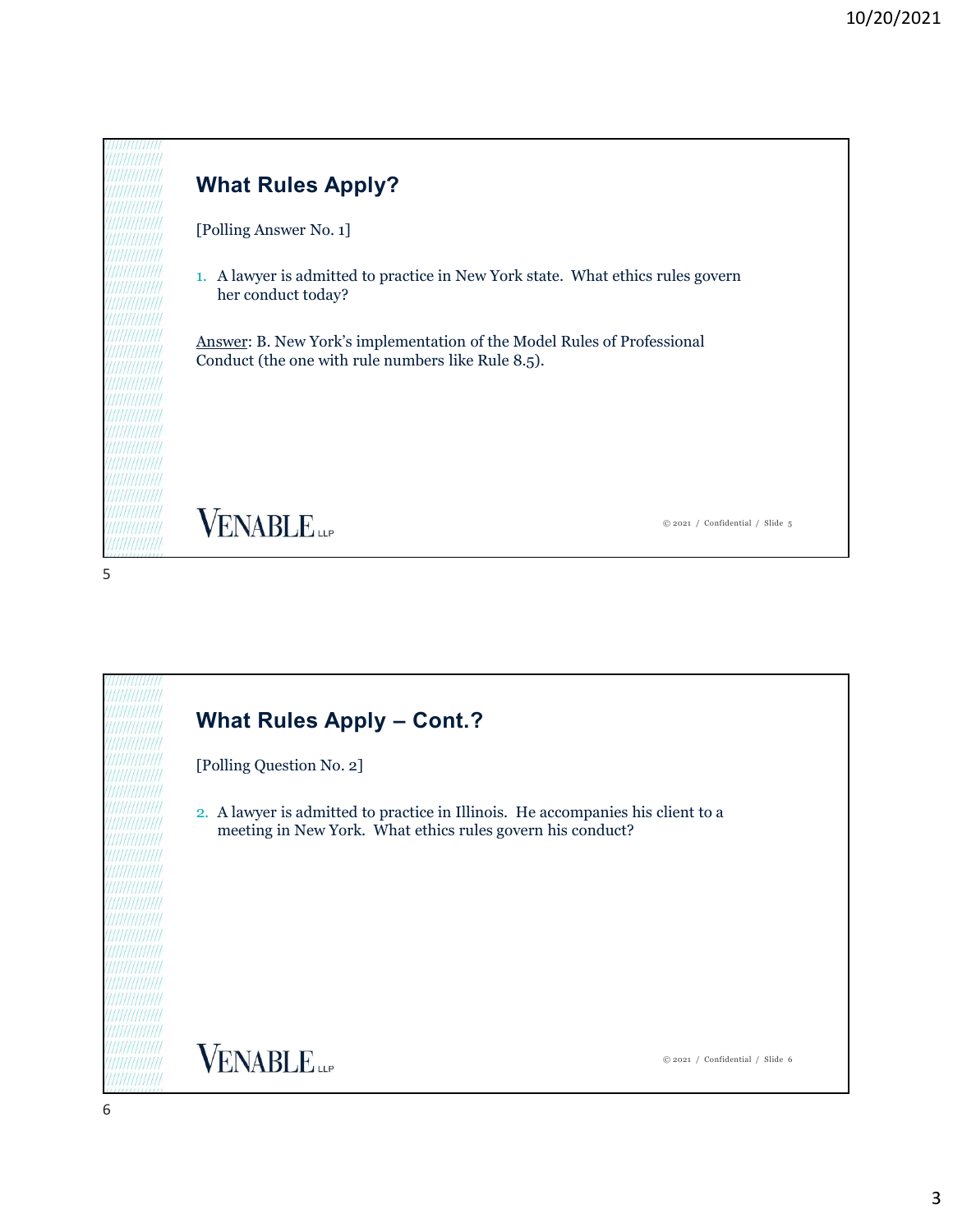## What Rules Apply?

[Polling Answer No. 1]

1. A lawyer is admitted to practice in New York state. What ethics rules govern her conduct today?

Answer: B. New York's implementation of the Model Rules of Professional Conduct (the one with rule numbers like Rule 8.5).

VENABLE LLP

© 2021 / Confidential / Slide 5

## What Rules Apply – Cont.?

[Polling Question No. 2]

2. A lawyer is admitted to practice in Illinois. He accompanies his client to a meeting in New York. What ethics rules govern his conduct?

VENABLE LLP

© 2021 / Confidential / Slide 6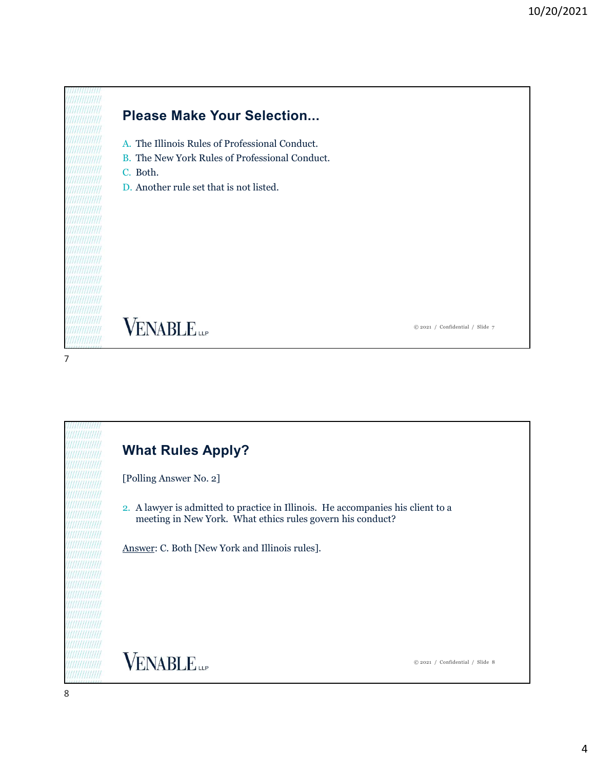## Please Make Your Selection...

A. The Illinois Rules of Professional Conduct.
B. The New York Rules of Professional Conduct.
C. Both.
D. Another rule set that is not listed.

VENABLE LLP

© 2021 / Confidential / Slide 7

## What Rules Apply?

[Polling Answer No. 2]

2. A lawyer is admitted to practice in Illinois. He accompanies his client to a meeting in New York. What ethics rules govern his conduct?

Answer: C. Both [New York and Illinois rules].

VENABLE LLP

© 2021 / Confidential / Slide 8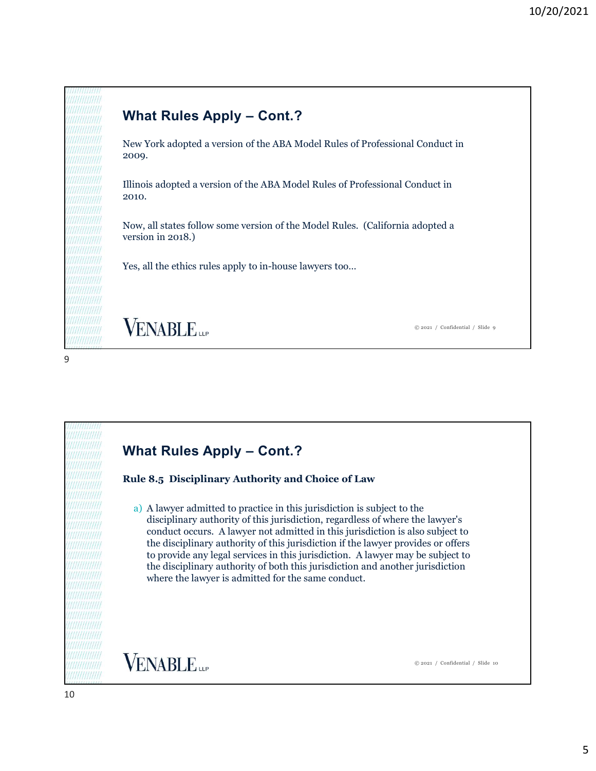## What Rules Apply – Cont.?

New York adopted a version of the ABA Model Rules of Professional Conduct in 2009.

Illinois adopted a version of the ABA Model Rules of Professional Conduct in 2010.

Now, all states follow some version of the Model Rules. (California adopted a version in 2018.)

Yes, all the ethics rules apply to in-house lawyers too…

## What Rules Apply – Cont.?

**Rule 8.5 Disciplinary Authority and Choice of Law**

a) A lawyer admitted to practice in this jurisdiction is subject to the disciplinary authority of this jurisdiction, regardless of where the lawyer's conduct occurs. A lawyer not admitted in this jurisdiction is also subject to the disciplinary authority of this jurisdiction if the lawyer provides or offers to provide any legal services in this jurisdiction. A lawyer may be subject to the disciplinary authority of both this jurisdiction and another jurisdiction where the lawyer is admitted for the same conduct.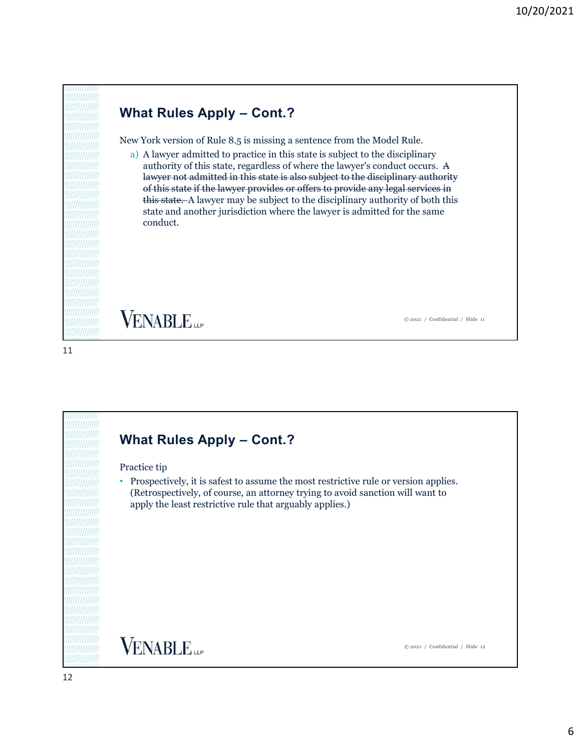## What Rules Apply – Cont.?

New York version of Rule 8.5 is missing a sentence from the Model Rule.

a) A lawyer admitted to practice in this state is subject to the disciplinary authority of this state, regardless of where the lawyer's conduct occurs. ~~A lawyer not admitted in this state is also subject to the disciplinary authority of this state if the lawyer provides or offers to provide any legal services in this state.~~ A lawyer may be subject to the disciplinary authority of both this state and another jurisdiction where the lawyer is admitted for the same conduct.

VENABLE LLP

© 2021 / Confidential / Slide 11

## What Rules Apply – Cont.?

Practice tip

- Prospectively, it is safest to assume the most restrictive rule or version applies. (Retrospectively, of course, an attorney trying to avoid sanction will want to apply the least restrictive rule that arguably applies.)

VENABLE LLP

© 2021 / Confidential / Slide 12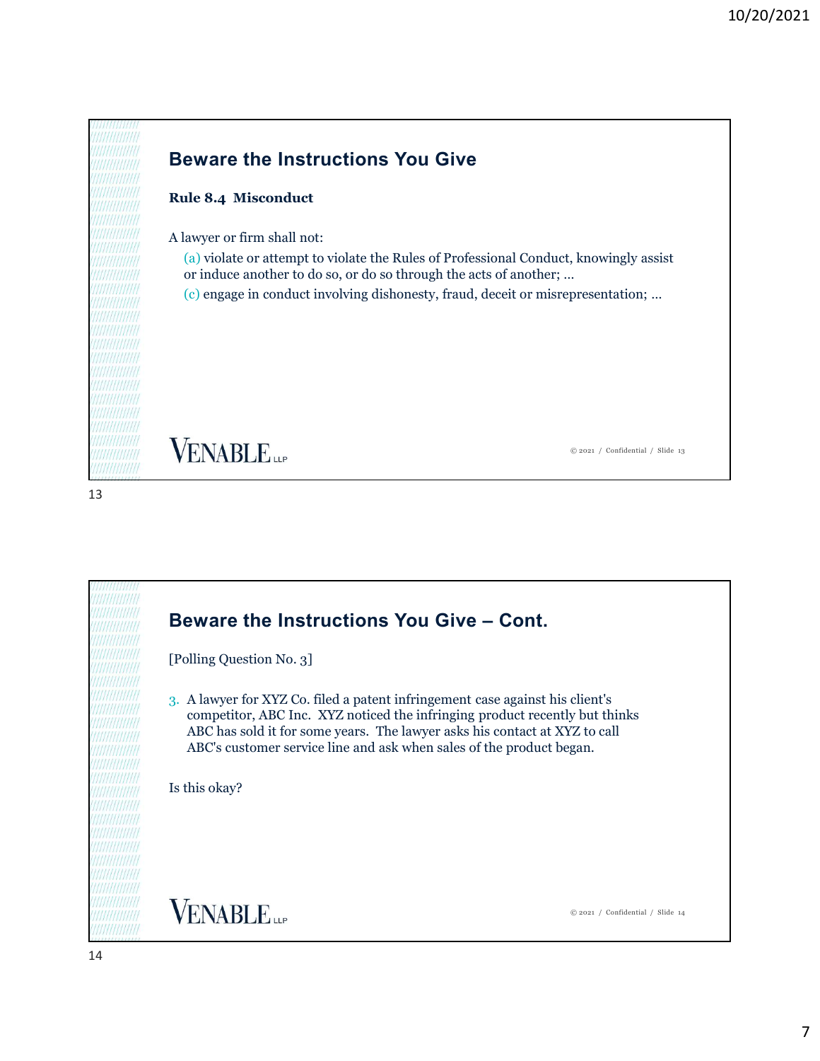## Beware the Instructions You Give

**Rule 8.4 Misconduct**

A lawyer or firm shall not:

(a) violate or attempt to violate the Rules of Professional Conduct, knowingly assist or induce another to do so, or do so through the acts of another; …

(c) engage in conduct involving dishonesty, fraud, deceit or misrepresentation; …

## Beware the Instructions You Give – Cont.

[Polling Question No. 3]

3. A lawyer for XYZ Co. filed a patent infringement case against his client's competitor, ABC Inc. XYZ noticed the infringing product recently but thinks ABC has sold it for some years. The lawyer asks his contact at XYZ to call ABC's customer service line and ask when sales of the product began.

Is this okay?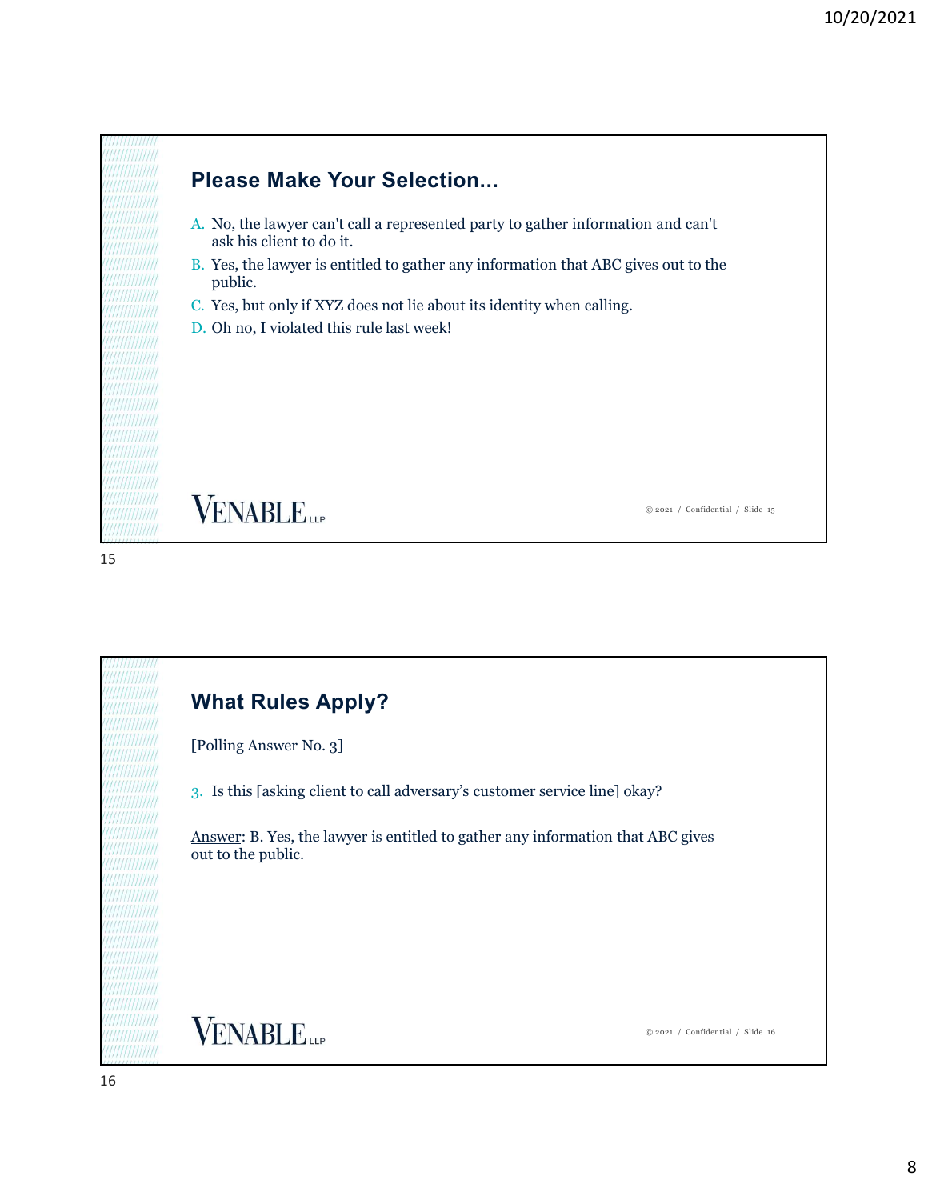## Please Make Your Selection...

A. No, the lawyer can't call a represented party to gather information and can't ask his client to do it.
B. Yes, the lawyer is entitled to gather any information that ABC gives out to the public.
C. Yes, but only if XYZ does not lie about its identity when calling.
D. Oh no, I violated this rule last week!

VENABLE LLP

© 2021 / Confidential / Slide 15

## What Rules Apply?

[Polling Answer No. 3]

3. Is this [asking client to call adversary's customer service line] okay?

<u>Answer</u>: B. Yes, the lawyer is entitled to gather any information that ABC gives out to the public.

VENABLE LLP

© 2021 / Confidential / Slide 16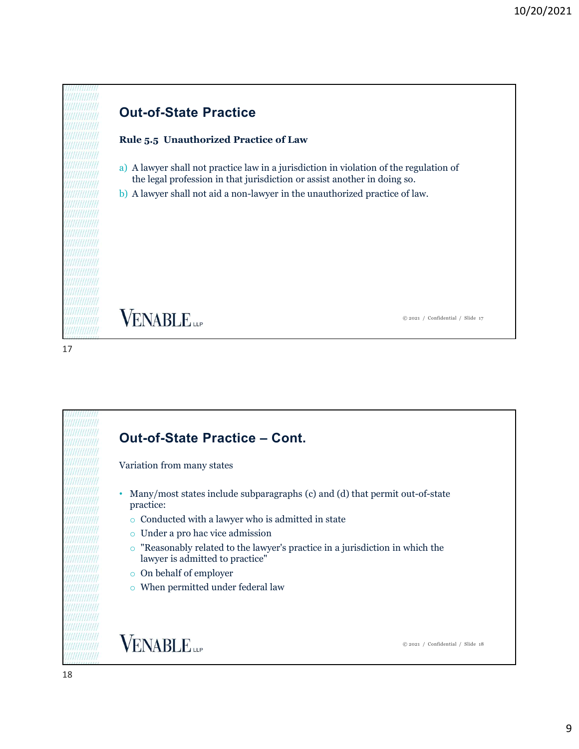## Out-of-State Practice

**Rule 5.5 Unauthorized Practice of Law**

a) A lawyer shall not practice law in a jurisdiction in violation of the regulation of the legal profession in that jurisdiction or assist another in doing so.
b) A lawyer shall not aid a non-lawyer in the unauthorized practice of law.

## Out-of-State Practice – Cont.

Variation from many states

- Many/most states include subparagraphs (c) and (d) that permit out-of-state practice:
  - Conducted with a lawyer who is admitted in state
  - Under a pro hac vice admission
  - "Reasonably related to the lawyer's practice in a jurisdiction in which the lawyer is admitted to practice"
  - On behalf of employer
  - When permitted under federal law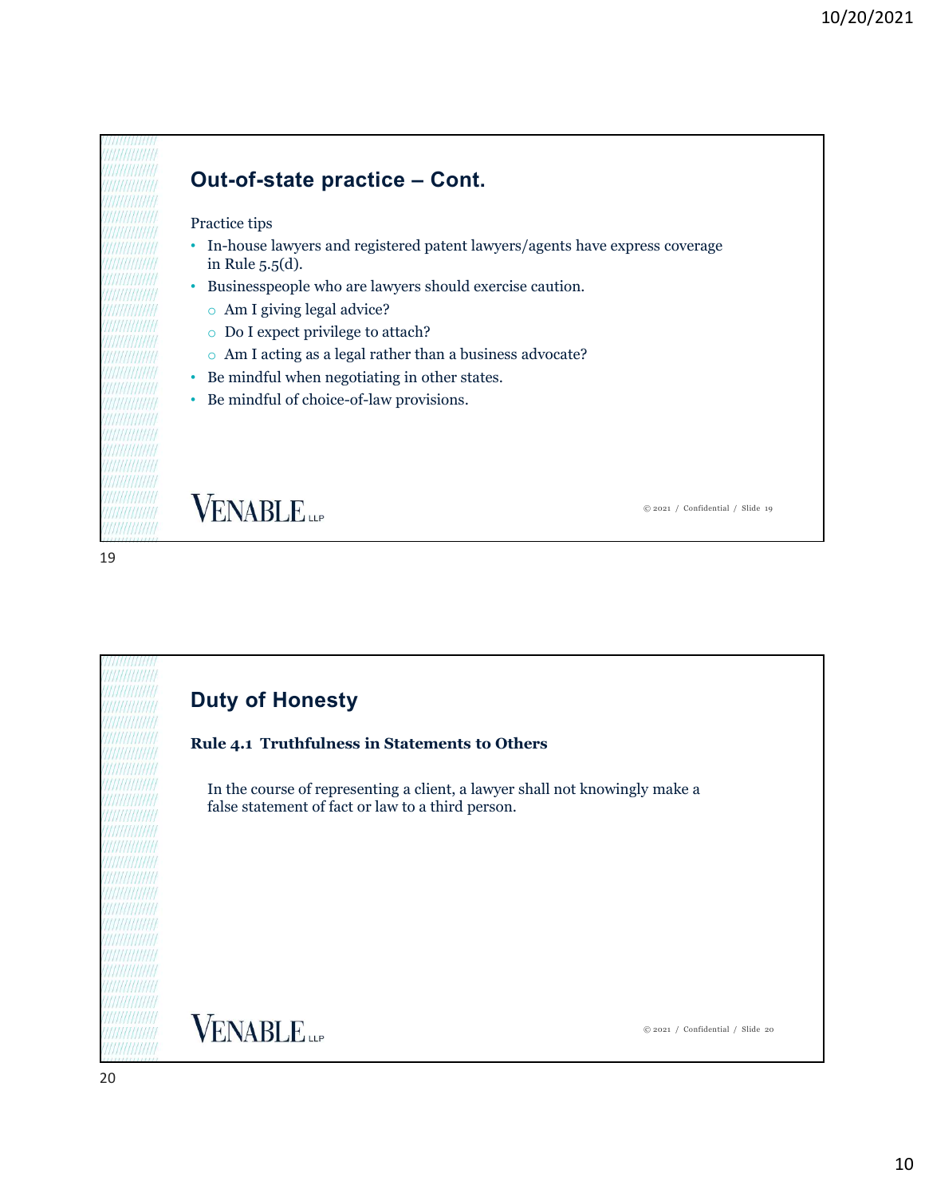## Out-of-state practice – Cont.

Practice tips

- In-house lawyers and registered patent lawyers/agents have express coverage in Rule 5.5(d).
- Businesspeople who are lawyers should exercise caution.
  - Am I giving legal advice?
  - Do I expect privilege to attach?
  - Am I acting as a legal rather than a business advocate?
- Be mindful when negotiating in other states.
- Be mindful of choice-of-law provisions.

VENABLE LLP

© 2021 / Confidential / Slide 19

## Duty of Honesty

**Rule 4.1 Truthfulness in Statements to Others**

In the course of representing a client, a lawyer shall not knowingly make a false statement of fact or law to a third person.

VENABLE LLP

© 2021 / Confidential / Slide 20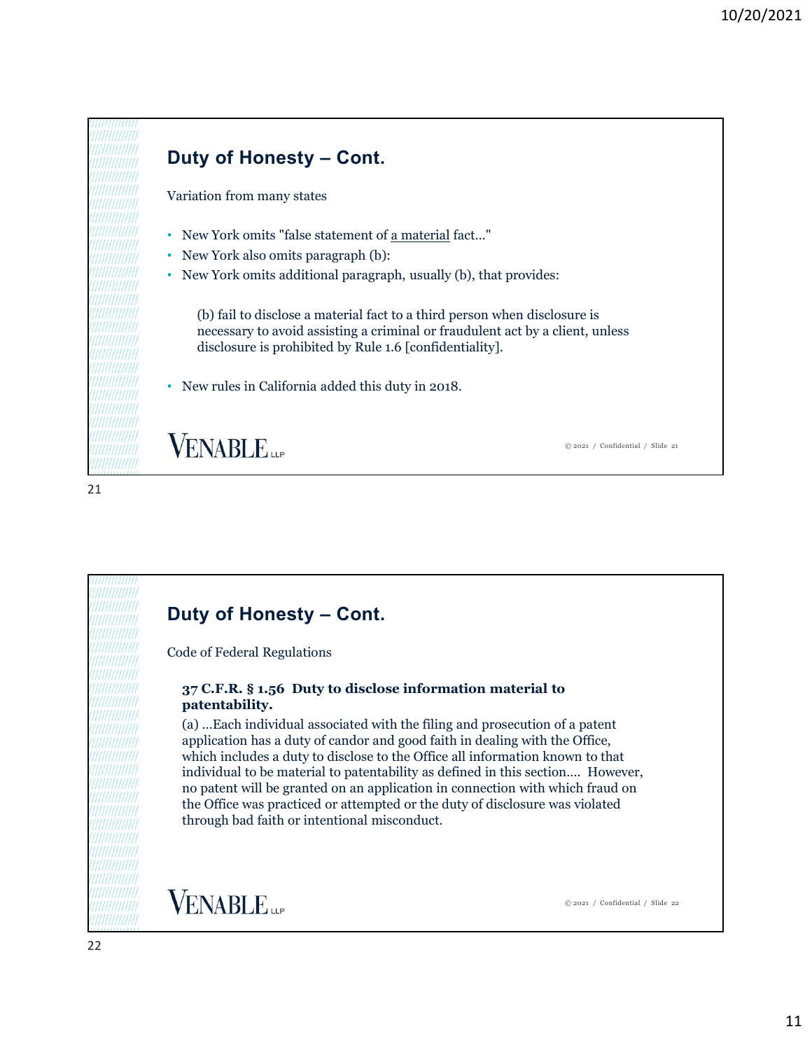## Duty of Honesty – Cont.

Variation from many states

- New York omits "false statement of <u>a material</u> fact…"
- New York also omits paragraph (b):
- New York omits additional paragraph, usually (b), that provides:

> (b) fail to disclose a material fact to a third person when disclosure is necessary to avoid assisting a criminal or fraudulent act by a client, unless disclosure is prohibited by Rule 1.6 [confidentiality].

- New rules in California added this duty in 2018.

## Duty of Honesty – Cont.

Code of Federal Regulations

> **37 C.F.R. § 1.56 Duty to disclose information material to patentability.**
>
> (a) …Each individual associated with the filing and prosecution of a patent application has a duty of candor and good faith in dealing with the Office, which includes a duty to disclose to the Office all information known to that individual to be material to patentability as defined in this section…. However, no patent will be granted on an application in connection with which fraud on the Office was practiced or attempted or the duty of disclosure was violated through bad faith or intentional misconduct.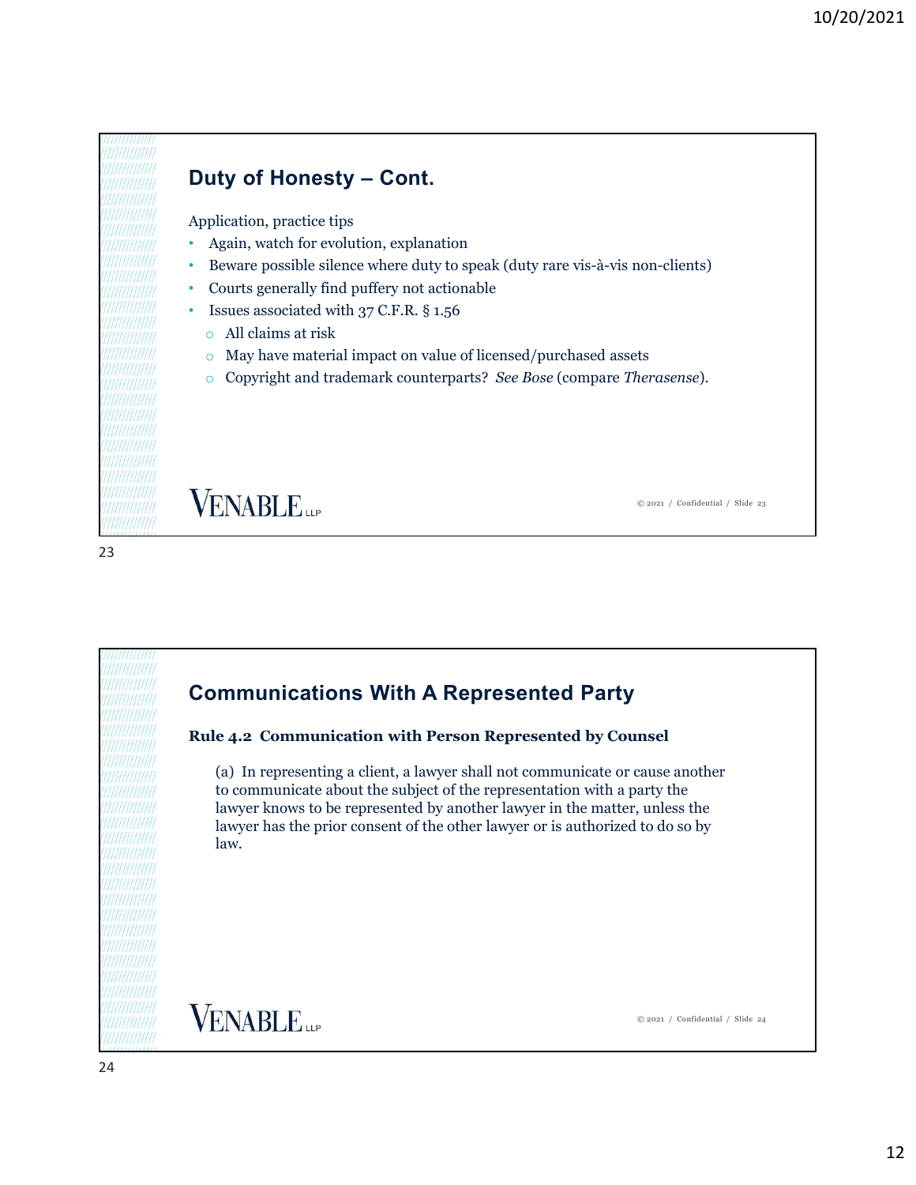## Duty of Honesty – Cont.

Application, practice tips

- Again, watch for evolution, explanation
- Beware possible silence where duty to speak (duty rare vis-à-vis non-clients)
- Courts generally find puffery not actionable
- Issues associated with 37 C.F.R. § 1.56
  - All claims at risk
  - May have material impact on value of licensed/purchased assets
  - Copyright and trademark counterparts? *See Bose* (compare *Therasense*).

## Communications With A Represented Party

**Rule 4.2 Communication with Person Represented by Counsel**

(a) In representing a client, a lawyer shall not communicate or cause another to communicate about the subject of the representation with a party the lawyer knows to be represented by another lawyer in the matter, unless the lawyer has the prior consent of the other lawyer or is authorized to do so by law.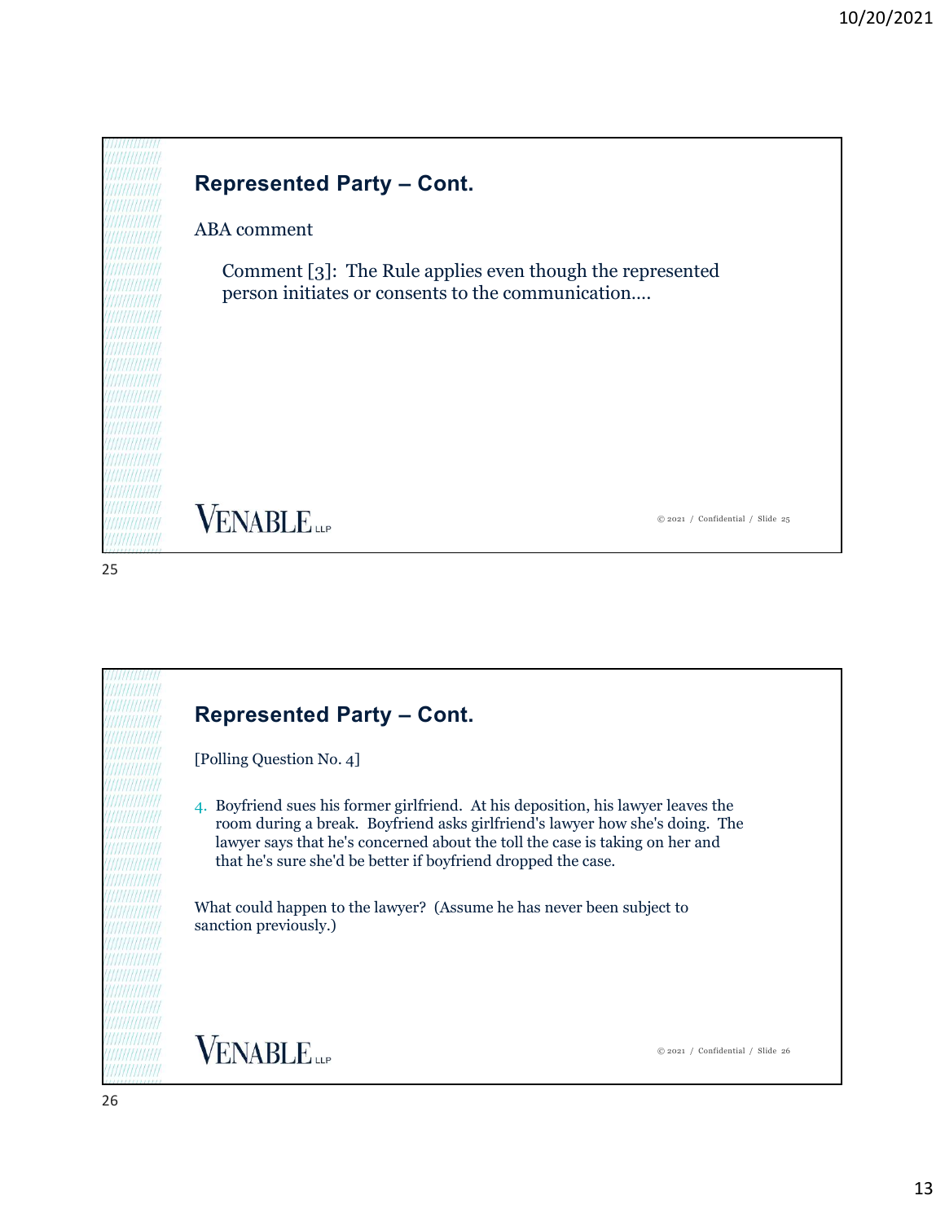## Represented Party – Cont.

ABA comment

> Comment [3]: The Rule applies even though the represented person initiates or consents to the communication….

VENABLE LLP

© 2021 / Confidential / Slide 25

## Represented Party – Cont.

[Polling Question No. 4]

4. Boyfriend sues his former girlfriend. At his deposition, his lawyer leaves the room during a break. Boyfriend asks girlfriend's lawyer how she's doing. The lawyer says that he's concerned about the toll the case is taking on her and that he's sure she'd be better if boyfriend dropped the case.

What could happen to the lawyer? (Assume he has never been subject to sanction previously.)

VENABLE LLP

© 2021 / Confidential / Slide 26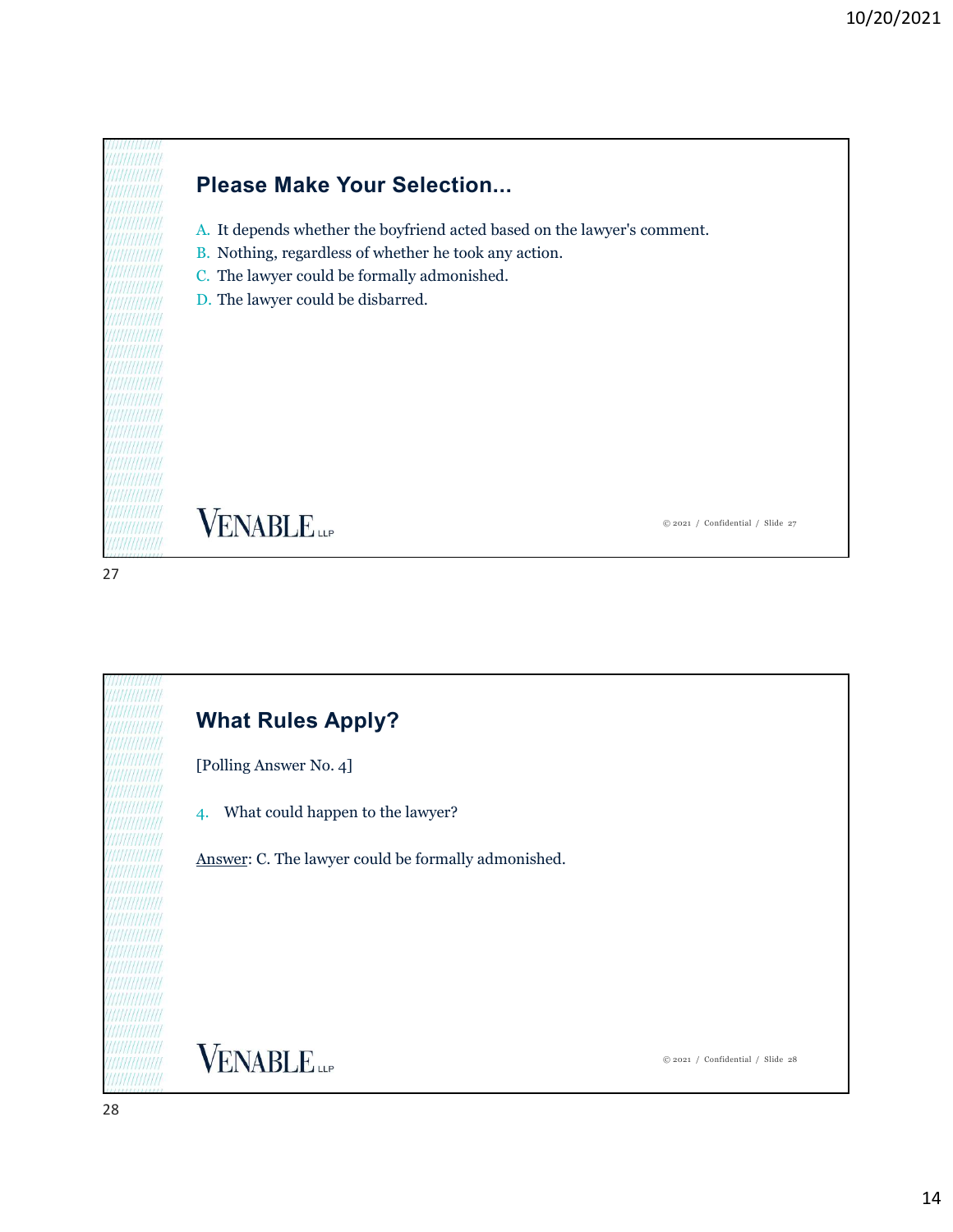## Please Make Your Selection...

A. It depends whether the boyfriend acted based on the lawyer's comment.
B. Nothing, regardless of whether he took any action.
C. The lawyer could be formally admonished.
D. The lawyer could be disbarred.

VENABLE LLP

© 2021 / Confidential / Slide 27

## What Rules Apply?

[Polling Answer No. 4]

4. What could happen to the lawyer?

<u>Answer</u>: C. The lawyer could be formally admonished.

VENABLE LLP

© 2021 / Confidential / Slide 28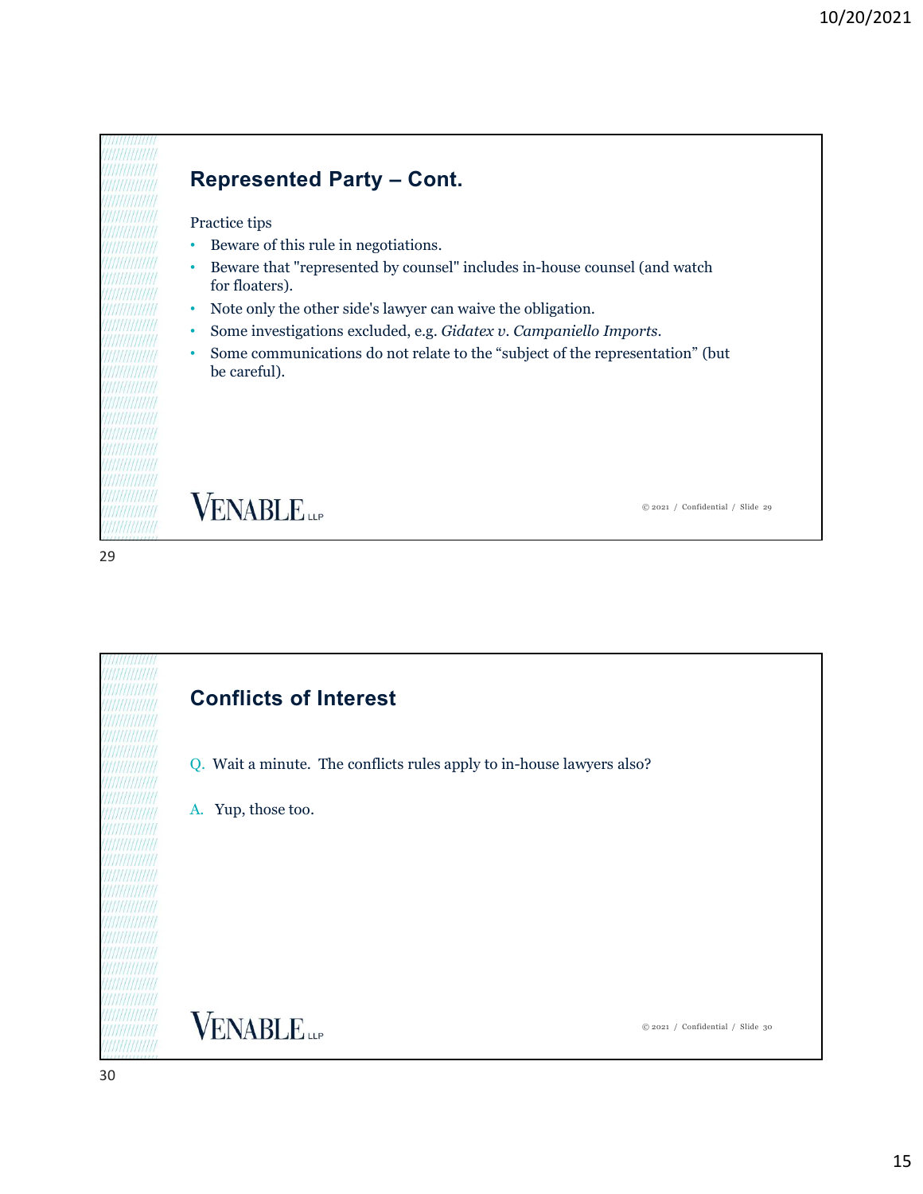## Represented Party – Cont.

Practice tips

- Beware of this rule in negotiations.
- Beware that "represented by counsel" includes in-house counsel (and watch for floaters).
- Note only the other side's lawyer can waive the obligation.
- Some investigations excluded, e.g. *Gidatex v. Campaniello Imports*.
- Some communications do not relate to the “subject of the representation” (but be careful).

## Conflicts of Interest

Q. Wait a minute. The conflicts rules apply to in-house lawyers also?

A. Yup, those too.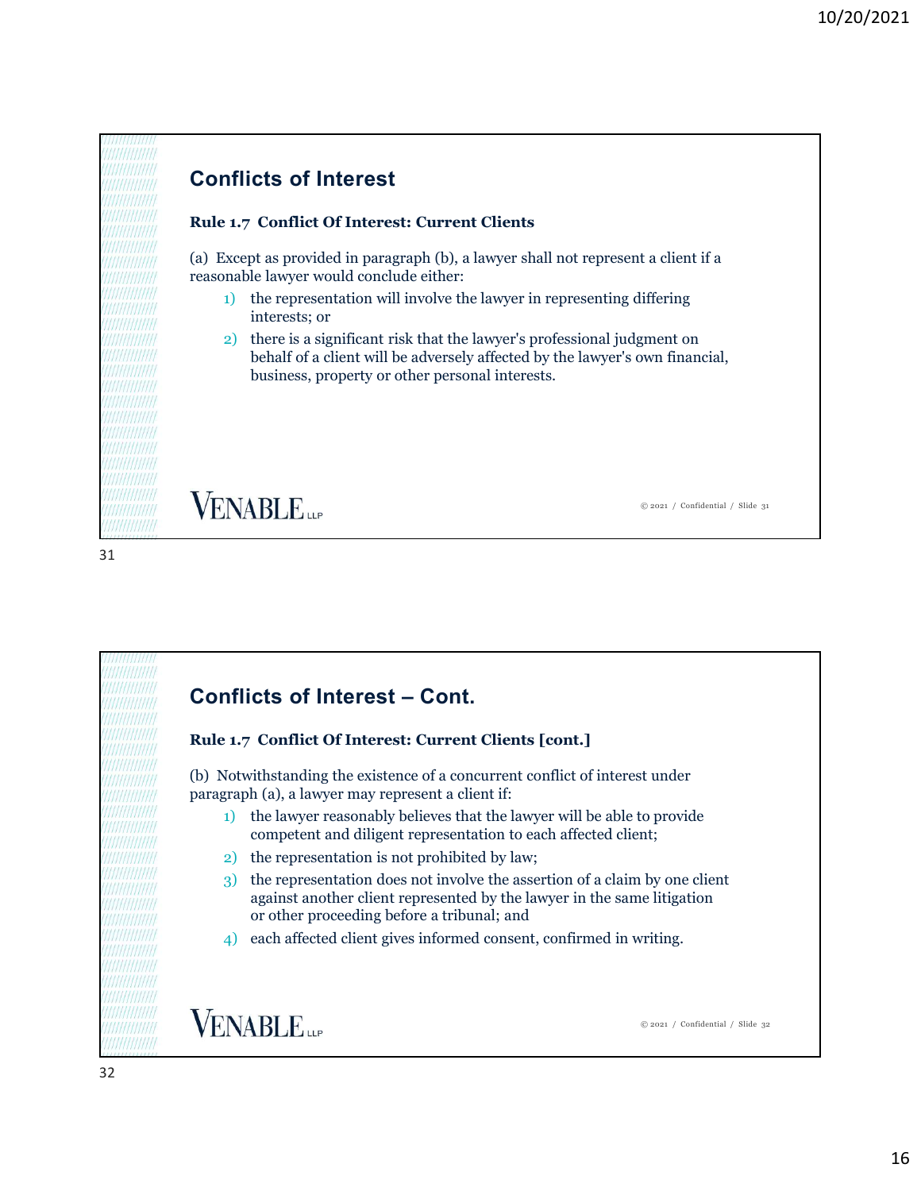## Conflicts of Interest

**Rule 1.7 Conflict Of Interest: Current Clients**

(a) Except as provided in paragraph (b), a lawyer shall not represent a client if a reasonable lawyer would conclude either:

1) the representation will involve the lawyer in representing differing interests; or
2) there is a significant risk that the lawyer's professional judgment on behalf of a client will be adversely affected by the lawyer's own financial, business, property or other personal interests.

VENABLE LLP

© 2021 / Confidential / Slide 31

## Conflicts of Interest – Cont.

**Rule 1.7 Conflict Of Interest: Current Clients [cont.]**

(b) Notwithstanding the existence of a concurrent conflict of interest under paragraph (a), a lawyer may represent a client if:

1) the lawyer reasonably believes that the lawyer will be able to provide competent and diligent representation to each affected client;
2) the representation is not prohibited by law;
3) the representation does not involve the assertion of a claim by one client against another client represented by the lawyer in the same litigation or other proceeding before a tribunal; and
4) each affected client gives informed consent, confirmed in writing.

VENABLE LLP

© 2021 / Confidential / Slide 32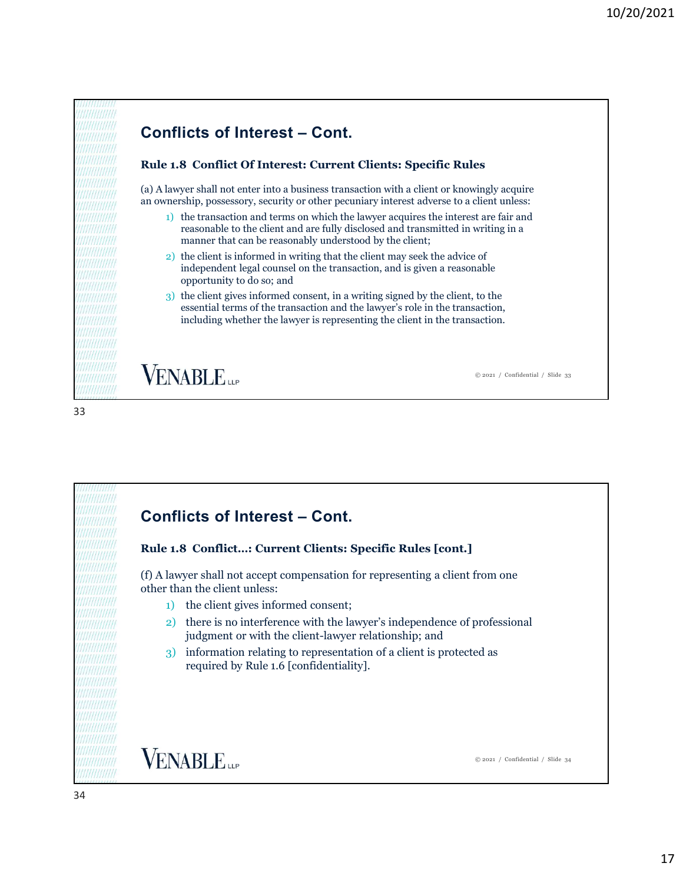## Conflicts of Interest – Cont.

**Rule 1.8 Conflict Of Interest: Current Clients: Specific Rules**

(a) A lawyer shall not enter into a business transaction with a client or knowingly acquire an ownership, possessory, security or other pecuniary interest adverse to a client unless:

1) the transaction and terms on which the lawyer acquires the interest are fair and reasonable to the client and are fully disclosed and transmitted in writing in a manner that can be reasonably understood by the client;
2) the client is informed in writing that the client may seek the advice of independent legal counsel on the transaction, and is given a reasonable opportunity to do so; and
3) the client gives informed consent, in a writing signed by the client, to the essential terms of the transaction and the lawyer's role in the transaction, including whether the lawyer is representing the client in the transaction.

## Conflicts of Interest – Cont.

**Rule 1.8 Conflict…: Current Clients: Specific Rules [cont.]**

(f) A lawyer shall not accept compensation for representing a client from one other than the client unless:

1) the client gives informed consent;
2) there is no interference with the lawyer's independence of professional judgment or with the client-lawyer relationship; and
3) information relating to representation of a client is protected as required by Rule 1.6 [confidentiality].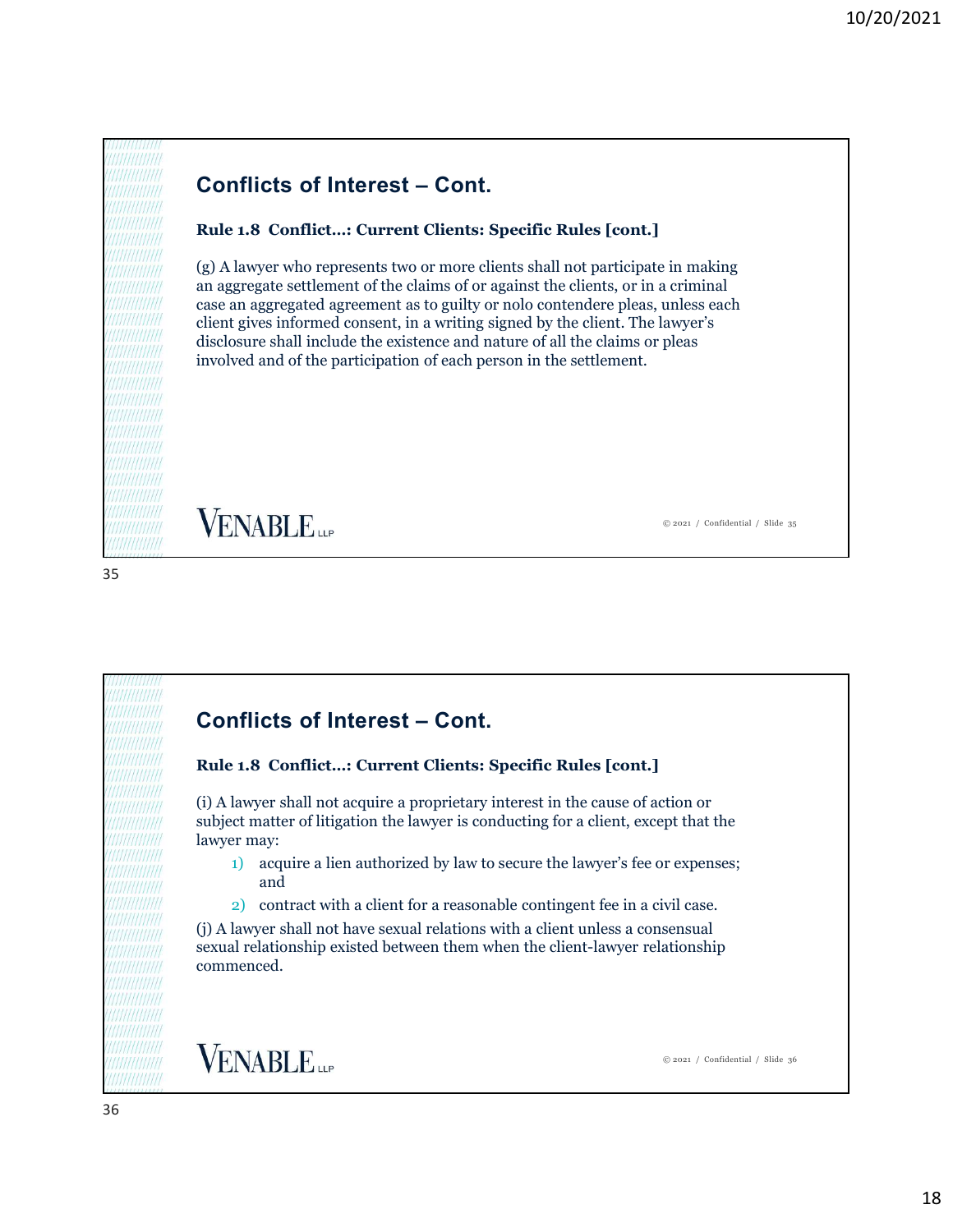## Conflicts of Interest – Cont.

**Rule 1.8 Conflict…: Current Clients: Specific Rules [cont.]**

(g) A lawyer who represents two or more clients shall not participate in making an aggregate settlement of the claims of or against the clients, or in a criminal case an aggregated agreement as to guilty or nolo contendere pleas, unless each client gives informed consent, in a writing signed by the client. The lawyer's disclosure shall include the existence and nature of all the claims or pleas involved and of the participation of each person in the settlement.

## Conflicts of Interest – Cont.

**Rule 1.8 Conflict…: Current Clients: Specific Rules [cont.]**

(i) A lawyer shall not acquire a proprietary interest in the cause of action or subject matter of litigation the lawyer is conducting for a client, except that the lawyer may:

1) acquire a lien authorized by law to secure the lawyer's fee or expenses; and
2) contract with a client for a reasonable contingent fee in a civil case.

(j) A lawyer shall not have sexual relations with a client unless a consensual sexual relationship existed between them when the client-lawyer relationship commenced.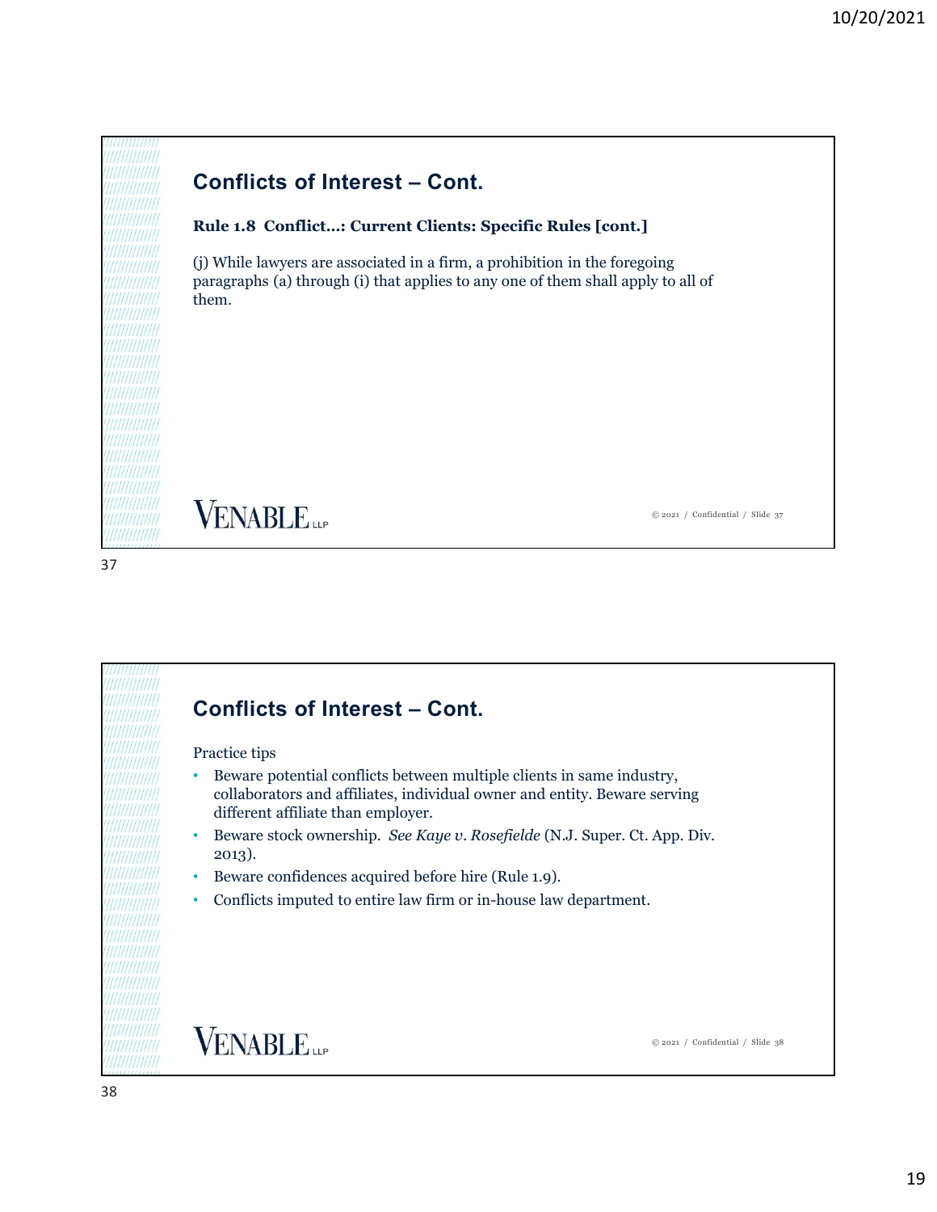## Conflicts of Interest – Cont.

**Rule 1.8 Conflict…: Current Clients: Specific Rules [cont.]**

(j) While lawyers are associated in a firm, a prohibition in the foregoing paragraphs (a) through (i) that applies to any one of them shall apply to all of them.

## Conflicts of Interest – Cont.

Practice tips

- Beware potential conflicts between multiple clients in same industry, collaborators and affiliates, individual owner and entity. Beware serving different affiliate than employer.
- Beware stock ownership. *See Kaye v. Rosefielde* (N.J. Super. Ct. App. Div. 2013).
- Beware confidences acquired before hire (Rule 1.9).
- Conflicts imputed to entire law firm or in-house law department.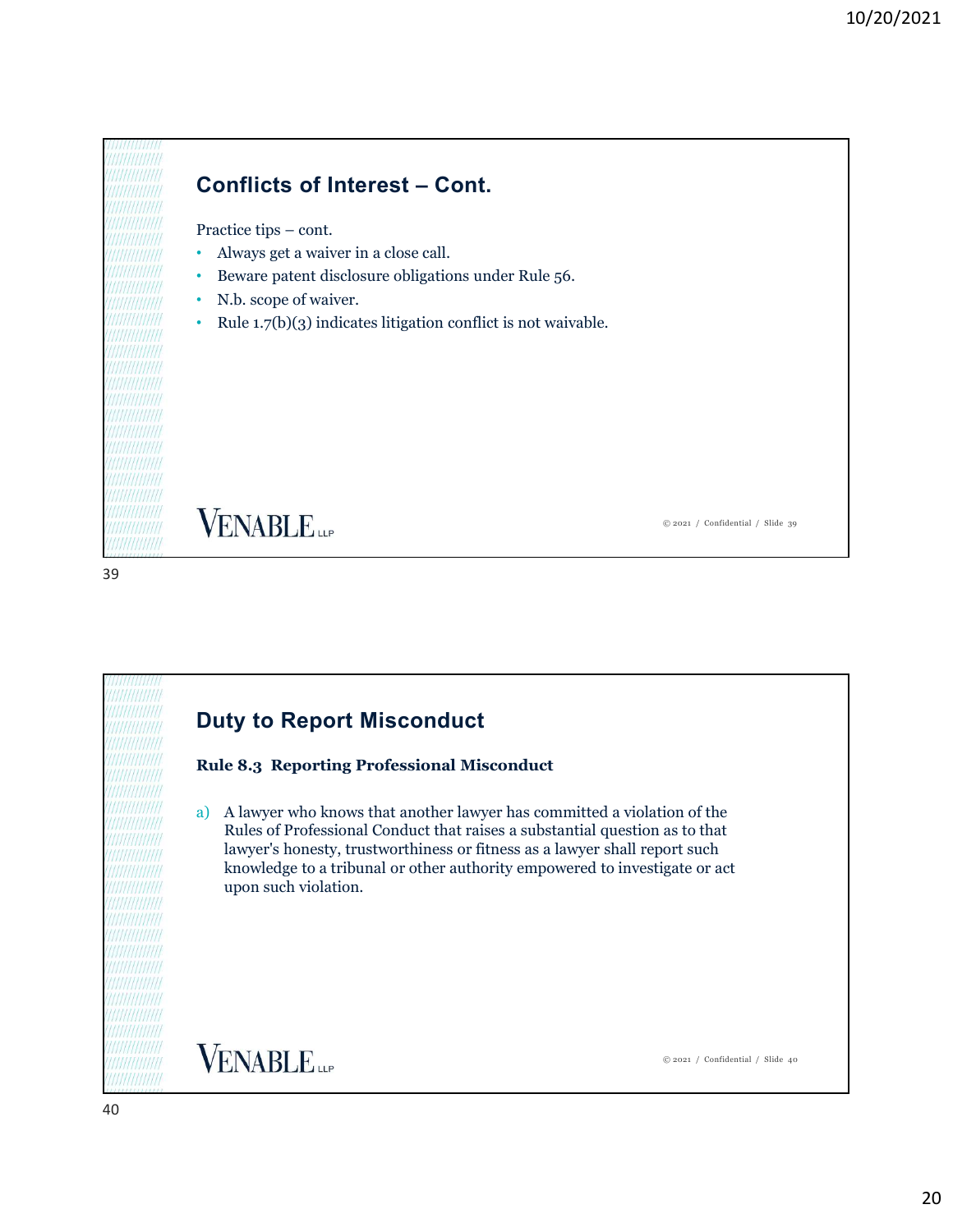## Conflicts of Interest – Cont.

Practice tips – cont.

- Always get a waiver in a close call.
- Beware patent disclosure obligations under Rule 56.
- N.b. scope of waiver.
- Rule 1.7(b)(3) indicates litigation conflict is not waivable.

## Duty to Report Misconduct

**Rule 8.3 Reporting Professional Misconduct**

a) A lawyer who knows that another lawyer has committed a violation of the Rules of Professional Conduct that raises a substantial question as to that lawyer's honesty, trustworthiness or fitness as a lawyer shall report such knowledge to a tribunal or other authority empowered to investigate or act upon such violation.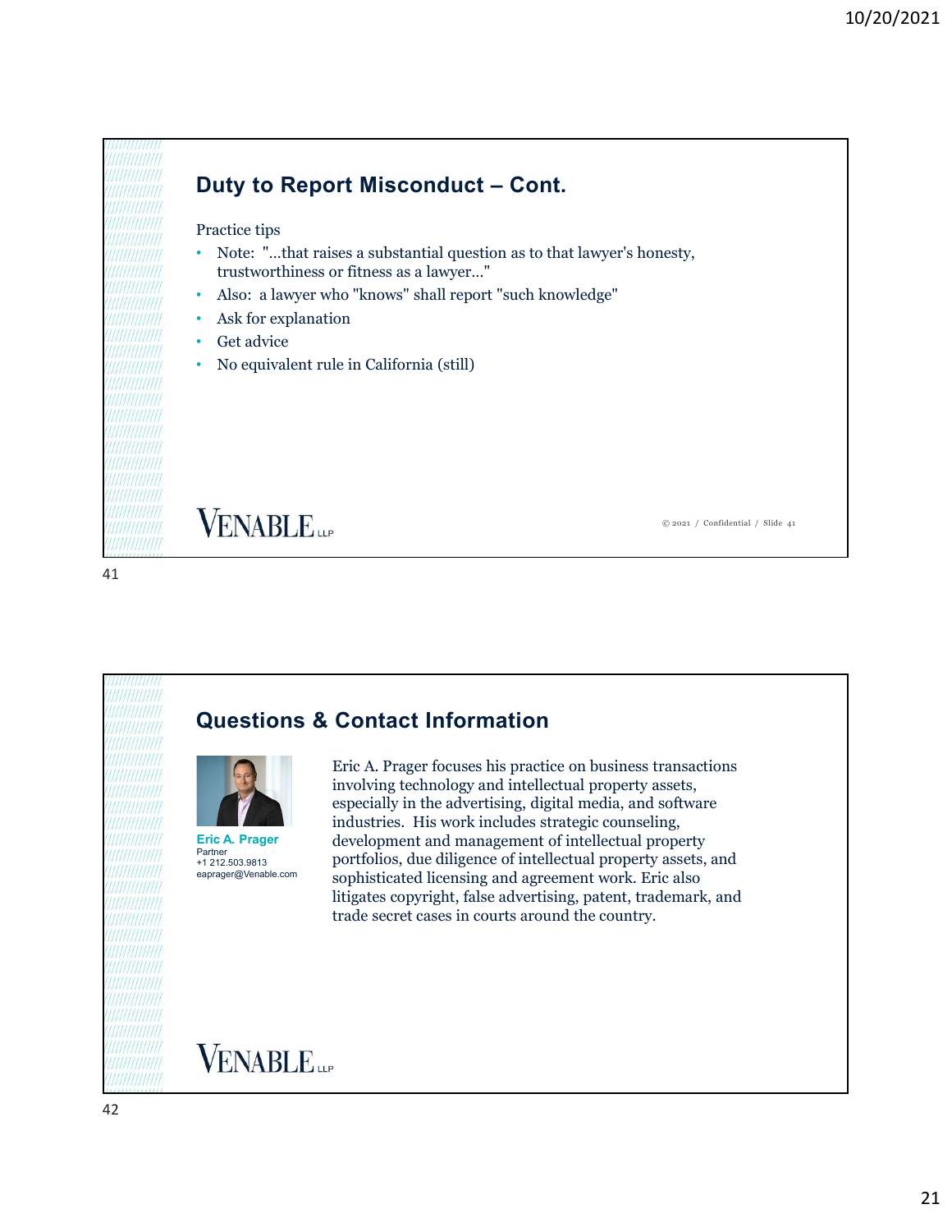## Duty to Report Misconduct – Cont.

Practice tips

- Note: "...that raises a substantial question as to that lawyer's honesty, trustworthiness or fitness as a lawyer..."
- Also: a lawyer who "knows" shall report "such knowledge"
- Ask for explanation
- Get advice
- No equivalent rule in California (still)

VENABLE LLP

© 2021 / Confidential / Slide 41

## Questions & Contact Information

**Eric A. Prager**
Partner
+1 212.503.9813
eaprager@Venable.com

Eric A. Prager focuses his practice on business transactions involving technology and intellectual property assets, especially in the advertising, digital media, and software industries. His work includes strategic counseling, development and management of intellectual property portfolios, due diligence of intellectual property assets, and sophisticated licensing and agreement work. Eric also litigates copyright, false advertising, patent, trademark, and trade secret cases in courts around the country.

VENABLE LLP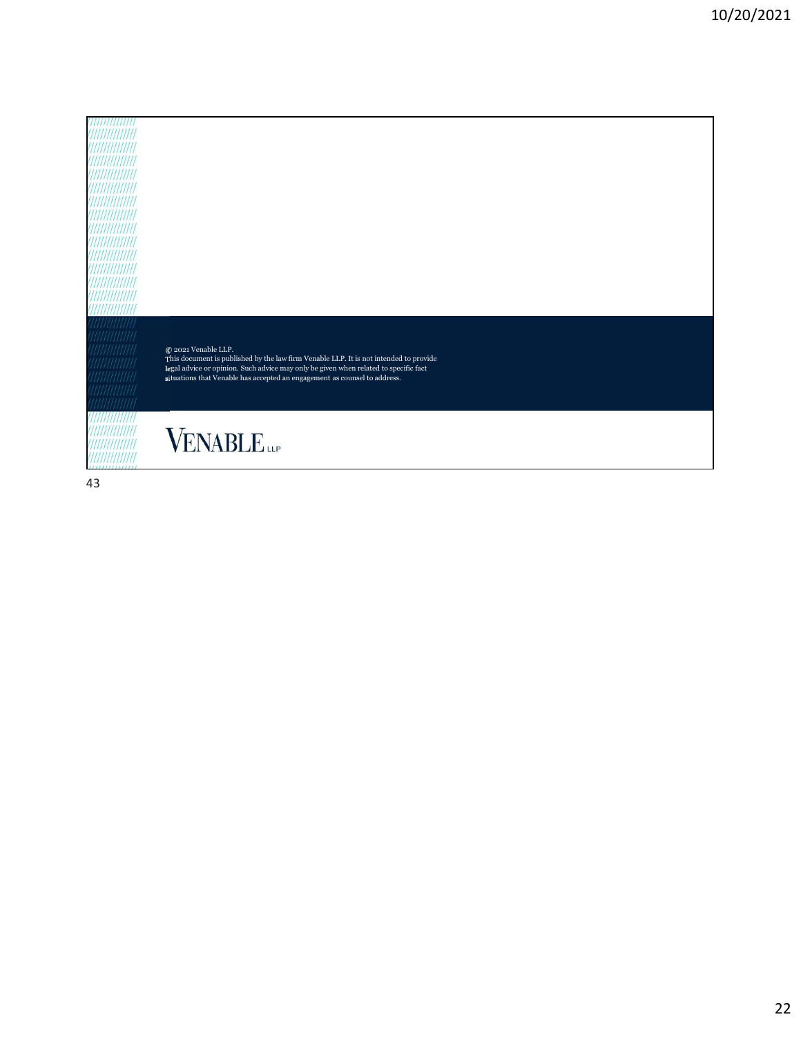© 2021 Venable LLP.
This document is published by the law firm Venable LLP. It is not intended to provide legal advice or opinion. Such advice may only be given when related to specific fact situations that Venable has accepted an engagement as counsel to address.

VENABLE LLP